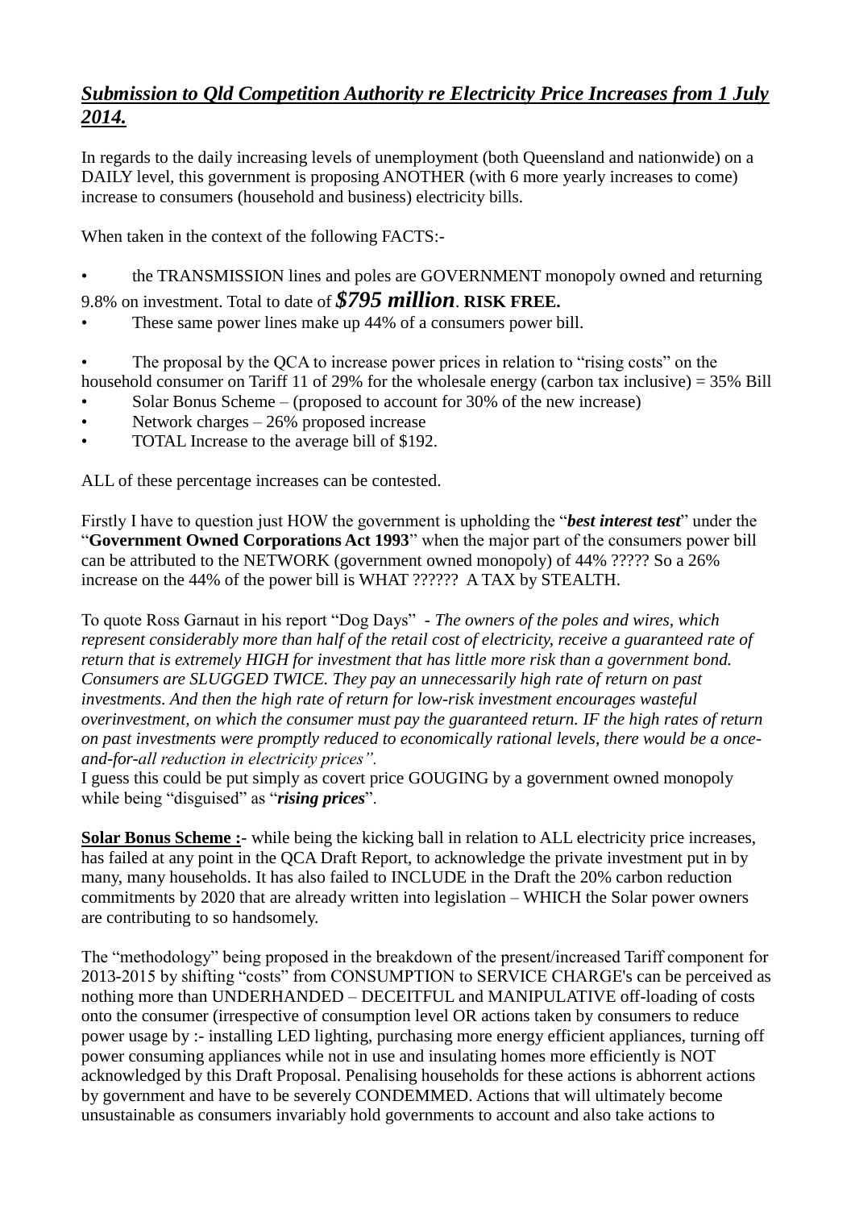# ***Submission to Qld Competition Authority re Electricity Price Increases from 1 July 2014.***

In regards to the daily increasing levels of unemployment (both Queensland and nationwide) on a DAILY level, this government is proposing ANOTHER (with 6 more yearly increases to come) increase to consumers (household and business) electricity bills.

When taken in the context of the following FACTS:-

- the TRANSMISSION lines and poles are GOVERNMENT monopoly owned and returning 9.8% on investment. Total to date of ***$795 million***. **RISK FREE.**
- These same power lines make up 44% of a consumers power bill.
- The proposal by the QCA to increase power prices in relation to "rising costs" on the household consumer on Tariff 11 of 29% for the wholesale energy (carbon tax inclusive) = 35% Bill
- Solar Bonus Scheme – (proposed to account for 30% of the new increase)
- Network charges – 26% proposed increase
- TOTAL Increase to the average bill of $192.

ALL of these percentage increases can be contested.

Firstly I have to question just HOW the government is upholding the "***best interest test***" under the "**Government Owned Corporations Act 1993**" when the major part of the consumers power bill can be attributed to the NETWORK (government owned monopoly) of 44% ????? So a 26% increase on the 44% of the power bill is WHAT ?????? A TAX by STEALTH.

To quote Ross Garnaut in his report "Dog Days" - *The owners of the poles and wires, which represent considerably more than half of the retail cost of electricity, receive a guaranteed rate of return that is extremely HIGH for investment that has little more risk than a government bond. Consumers are SLUGGED TWICE. They pay an unnecessarily high rate of return on past investments. And then the high rate of return for low-risk investment encourages wasteful overinvestment, on which the consumer must pay the guaranteed return. IF the high rates of return on past investments were promptly reduced to economically rational levels, there would be a once-and-for-all reduction in electricity prices".*
I guess this could be put simply as covert price GOUGING by a government owned monopoly while being "disguised" as "***rising prices***".

**Solar Bonus Scheme :**- while being the kicking ball in relation to ALL electricity price increases, has failed at any point in the QCA Draft Report, to acknowledge the private investment put in by many, many households. It has also failed to INCLUDE in the Draft the 20% carbon reduction commitments by 2020 that are already written into legislation – WHICH the Solar power owners are contributing to so handsomely.

The "methodology" being proposed in the breakdown of the present/increased Tariff component for 2013-2015 by shifting "costs" from CONSUMPTION to SERVICE CHARGE's can be perceived as nothing more than UNDERHANDED – DECEITFUL and MANIPULATIVE off-loading of costs onto the consumer (irrespective of consumption level OR actions taken by consumers to reduce power usage by :- installing LED lighting, purchasing more energy efficient appliances, turning off power consuming appliances while not in use and insulating homes more efficiently is NOT acknowledged by this Draft Proposal. Penalising households for these actions is abhorrent actions by government and have to be severely CONDEMMED. Actions that will ultimately become unsustainable as consumers invariably hold governments to account and also take actions to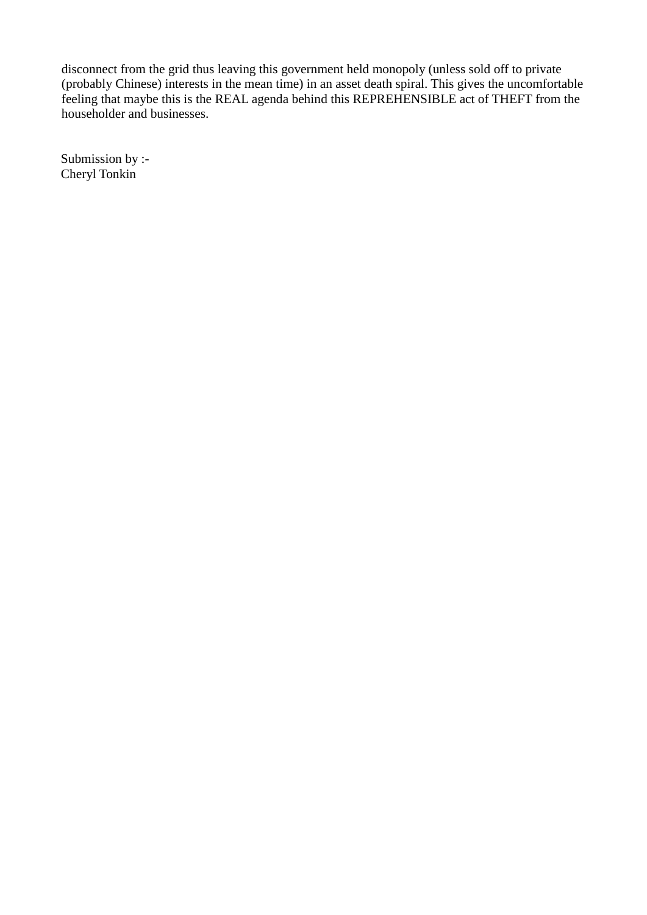disconnect from the grid thus leaving this government held monopoly (unless sold off to private (probably Chinese) interests in the mean time) in an asset death spiral. This gives the uncomfortable feeling that maybe this is the REAL agenda behind this REPREHENSIBLE act of THEFT from the householder and businesses.

Submission by :-
Cheryl Tonkin